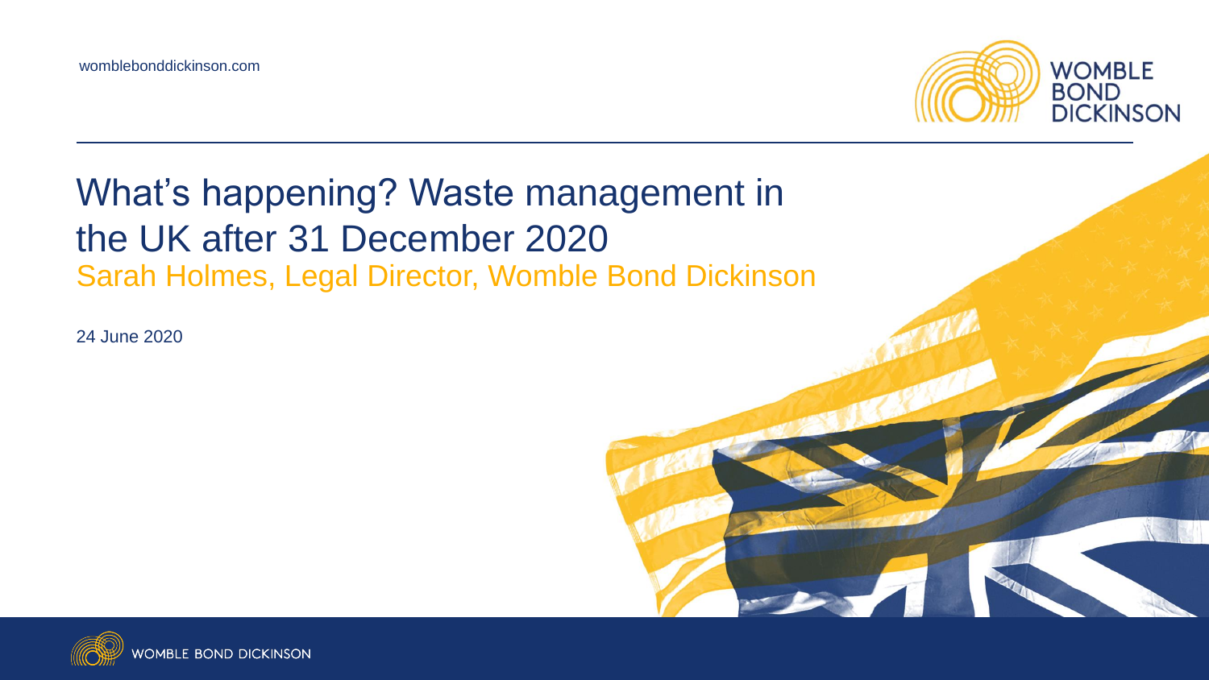womblebonddickinson.com

# What's happening? Waste management in the UK after 31 December 2020

## Sarah Holmes, Legal Director, Womble Bond Dickinson

24 June 2020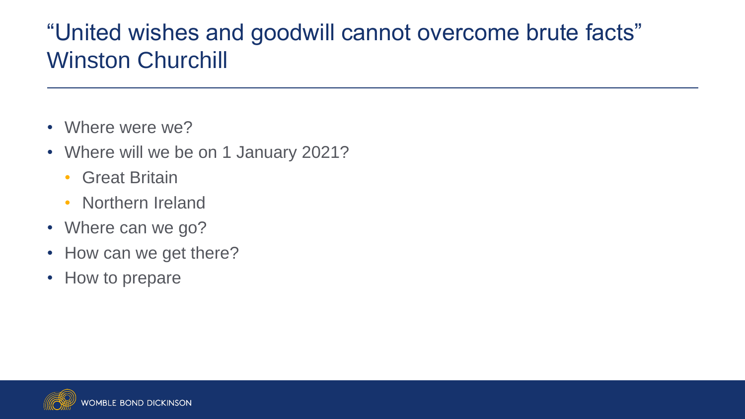# "United wishes and goodwill cannot overcome brute facts" Winston Churchill

- Where were we?
- Where will we be on 1 January 2021?
  - Great Britain
  - Northern Ireland
- Where can we go?
- How can we get there?
- How to prepare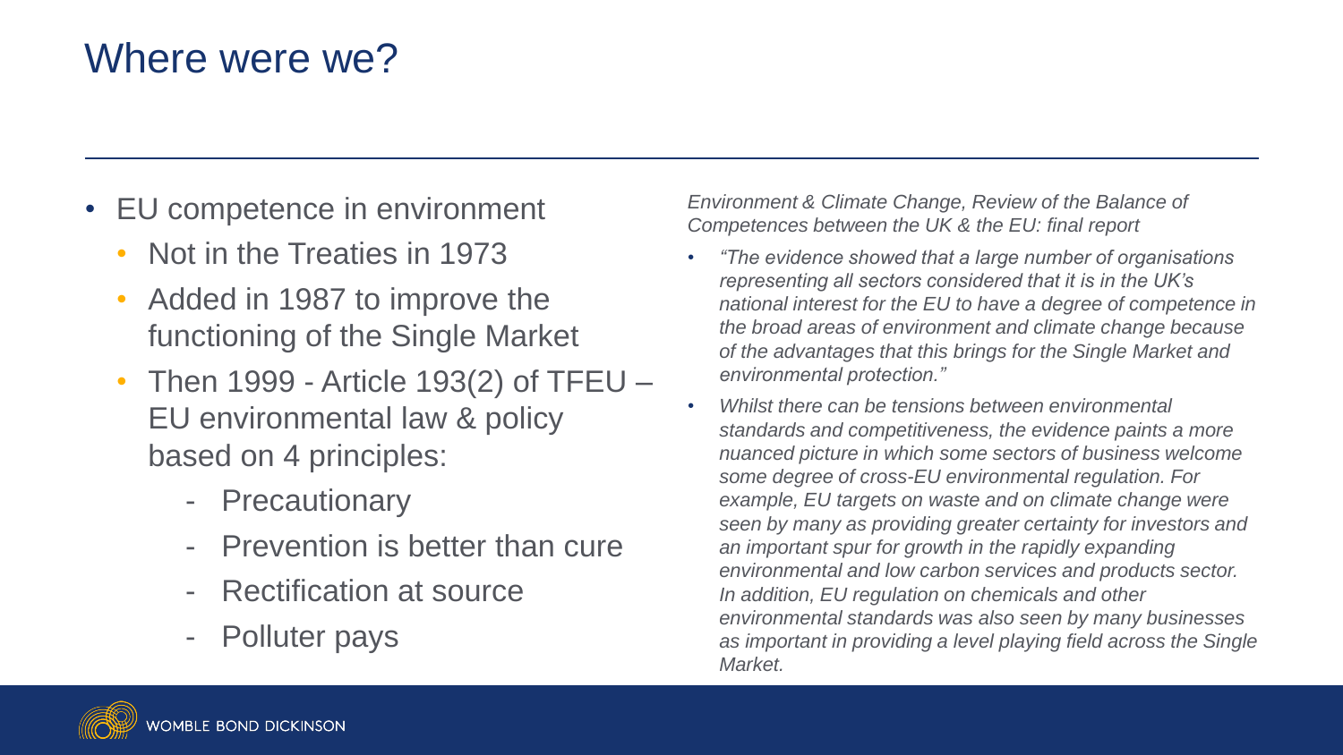# Where were we?

- EU competence in environment
  - Not in the Treaties in 1973
  - Added in 1987 to improve the functioning of the Single Market
  - Then 1999 - Article 193(2) of TFEU – EU environmental law & policy based on 4 principles:
    - Precautionary
    - Prevention is better than cure
    - Rectification at source
    - Polluter pays

*Environment & Climate Change, Review of the Balance of Competences between the UK & the EU: final report*

- *"The evidence showed that a large number of organisations representing all sectors considered that it is in the UK's national interest for the EU to have a degree of competence in the broad areas of environment and climate change because of the advantages that this brings for the Single Market and environmental protection."*
- *Whilst there can be tensions between environmental standards and competitiveness, the evidence paints a more nuanced picture in which some sectors of business welcome some degree of cross-EU environmental regulation. For example, EU targets on waste and on climate change were seen by many as providing greater certainty for investors and an important spur for growth in the rapidly expanding environmental and low carbon services and products sector. In addition, EU regulation on chemicals and other environmental standards was also seen by many businesses as important in providing a level playing field across the Single Market.*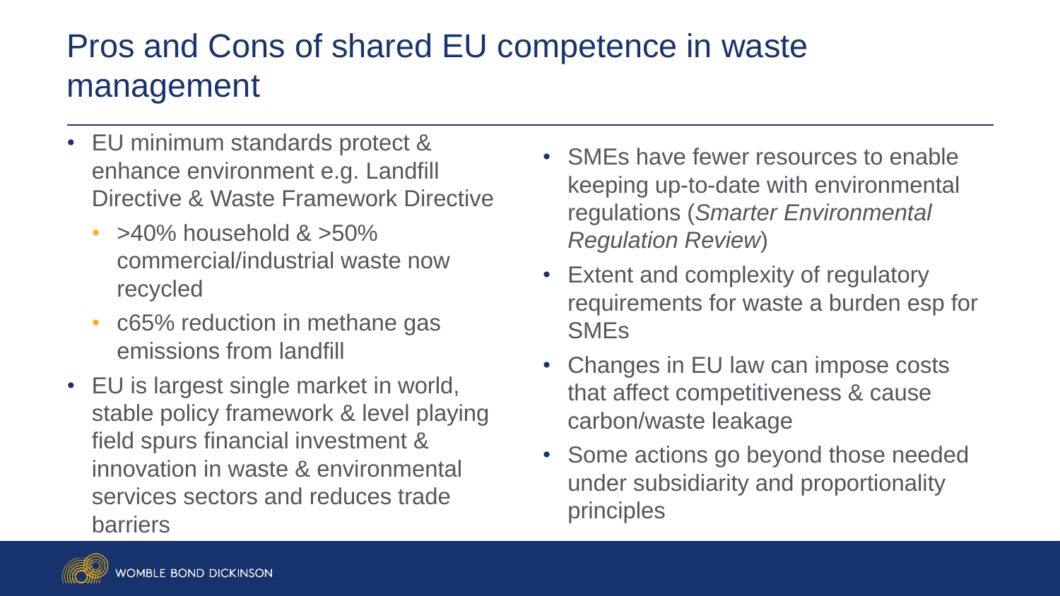# Pros and Cons of shared EU competence in waste management

- EU minimum standards protect & enhance environment e.g. Landfill Directive & Waste Framework Directive
  - >40% household & >50% commercial/industrial waste now recycled
  - c65% reduction in methane gas emissions from landfill
- EU is largest single market in world, stable policy framework & level playing field spurs financial investment & innovation in waste & environmental services sectors and reduces trade barriers

- SMEs have fewer resources to enable keeping up-to-date with environmental regulations (*Smarter Environmental Regulation Review*)
- Extent and complexity of regulatory requirements for waste a burden esp for SMEs
- Changes in EU law can impose costs that affect competitiveness & cause carbon/waste leakage
- Some actions go beyond those needed under subsidiarity and proportionality principles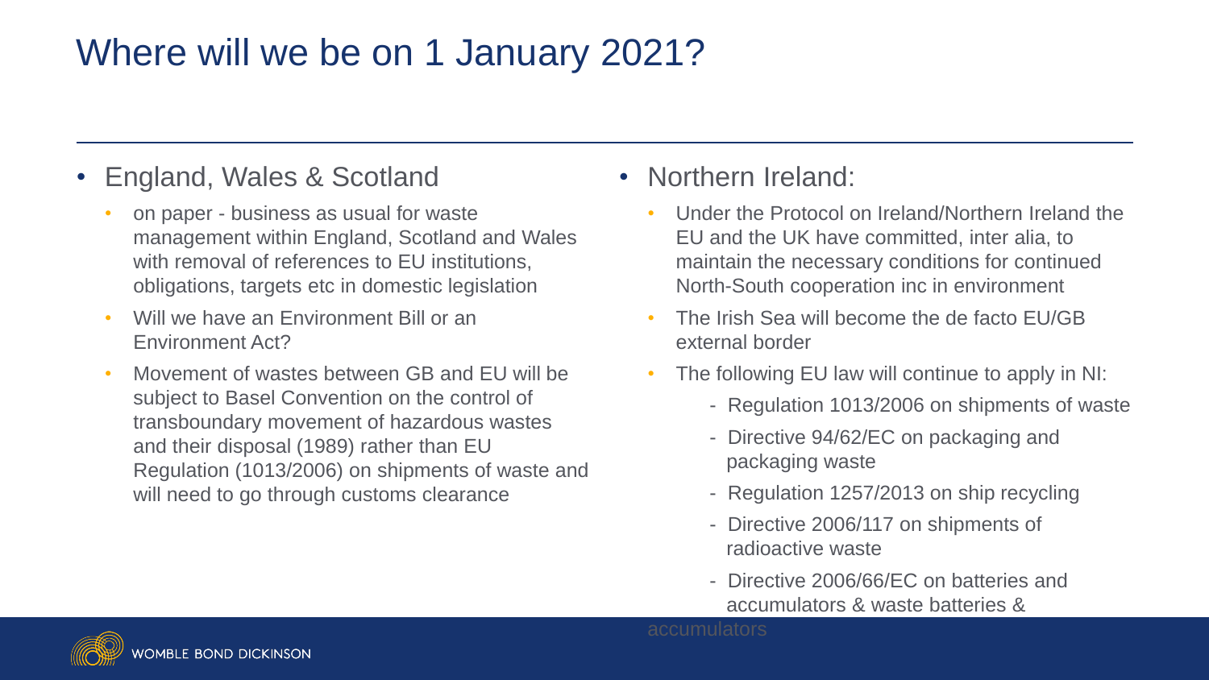# Where will we be on 1 January 2021?

- England, Wales & Scotland
  - on paper - business as usual for waste management within England, Scotland and Wales with removal of references to EU institutions, obligations, targets etc in domestic legislation
  - Will we have an Environment Bill or an Environment Act?
  - Movement of wastes between GB and EU will be subject to Basel Convention on the control of transboundary movement of hazardous wastes and their disposal (1989) rather than EU Regulation (1013/2006) on shipments of waste and will need to go through customs clearance

- Northern Ireland:
  - Under the Protocol on Ireland/Northern Ireland the EU and the UK have committed, inter alia, to maintain the necessary conditions for continued North-South cooperation inc in environment
  - The Irish Sea will become the de facto EU/GB external border
  - The following EU law will continue to apply in NI:
    - Regulation 1013/2006 on shipments of waste
    - Directive 94/62/EC on packaging and packaging waste
    - Regulation 1257/2013 on ship recycling
    - Directive 2006/117 on shipments of radioactive waste
    - Directive 2006/66/EC on batteries and accumulators & waste batteries & accumulators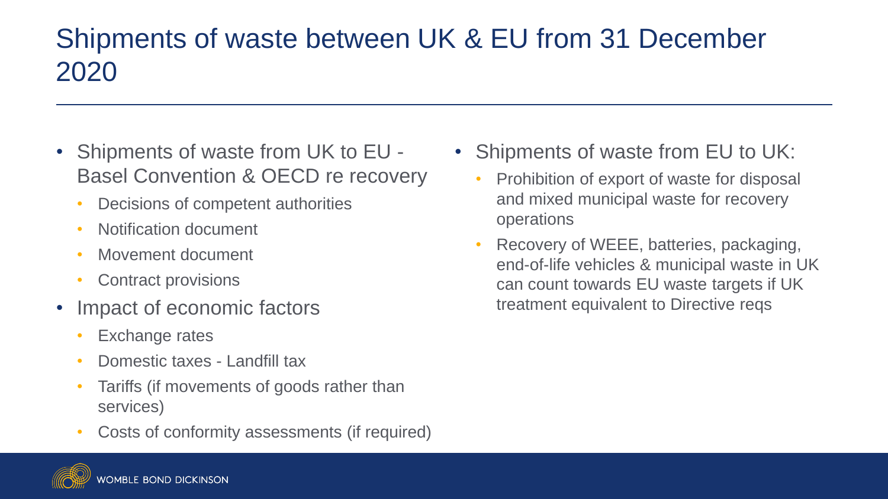# Shipments of waste between UK & EU from 31 December 2020

- Shipments of waste from UK to EU - Basel Convention & OECD re recovery
  - Decisions of competent authorities
  - Notification document
  - Movement document
  - Contract provisions
- Impact of economic factors
  - Exchange rates
  - Domestic taxes - Landfill tax
  - Tariffs (if movements of goods rather than services)
  - Costs of conformity assessments (if required)
- Shipments of waste from EU to UK:
  - Prohibition of export of waste for disposal and mixed municipal waste for recovery operations
  - Recovery of WEEE, batteries, packaging, end-of-life vehicles & municipal waste in UK can count towards EU waste targets if UK treatment equivalent to Directive reqs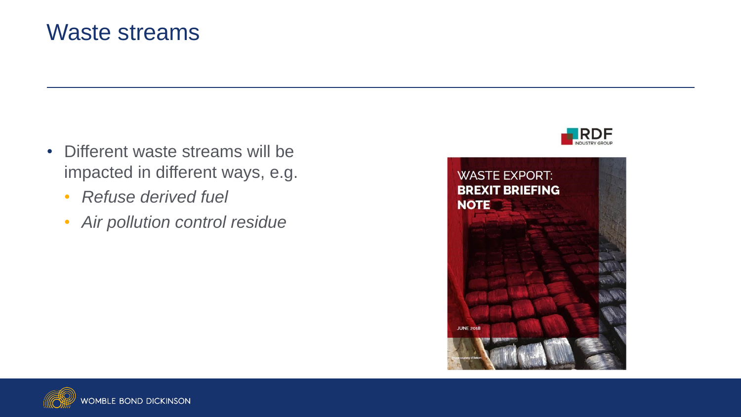# Waste streams

- Different waste streams will be impacted in different ways, e.g.
  - *Refuse derived fuel*
  - *Air pollution control residue*

RDF INDUSTRY GROUP

WASTE EXPORT: **BREXIT BRIEFING NOTE**

JUNE 2018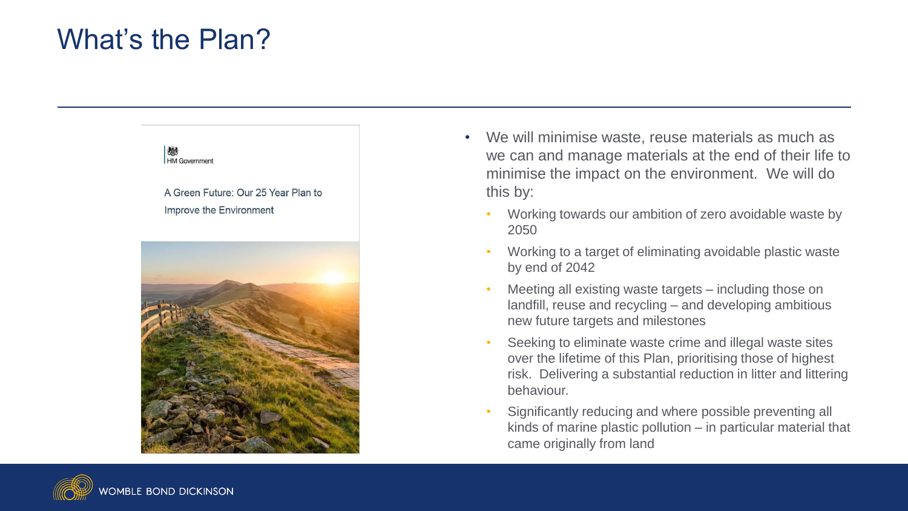# What's the Plan?

HM Government

A Green Future: Our 25 Year Plan to Improve the Environment

- We will minimise waste, reuse materials as much as we can and manage materials at the end of their life to minimise the impact on the environment. We will do this by:
  - Working towards our ambition of zero avoidable waste by 2050
  - Working to a target of eliminating avoidable plastic waste by end of 2042
  - Meeting all existing waste targets – including those on landfill, reuse and recycling – and developing ambitious new future targets and milestones
  - Seeking to eliminate waste crime and illegal waste sites over the lifetime of this Plan, prioritising those of highest risk. Delivering a substantial reduction in litter and littering behaviour.
  - Significantly reducing and where possible preventing all kinds of marine plastic pollution – in particular material that came originally from land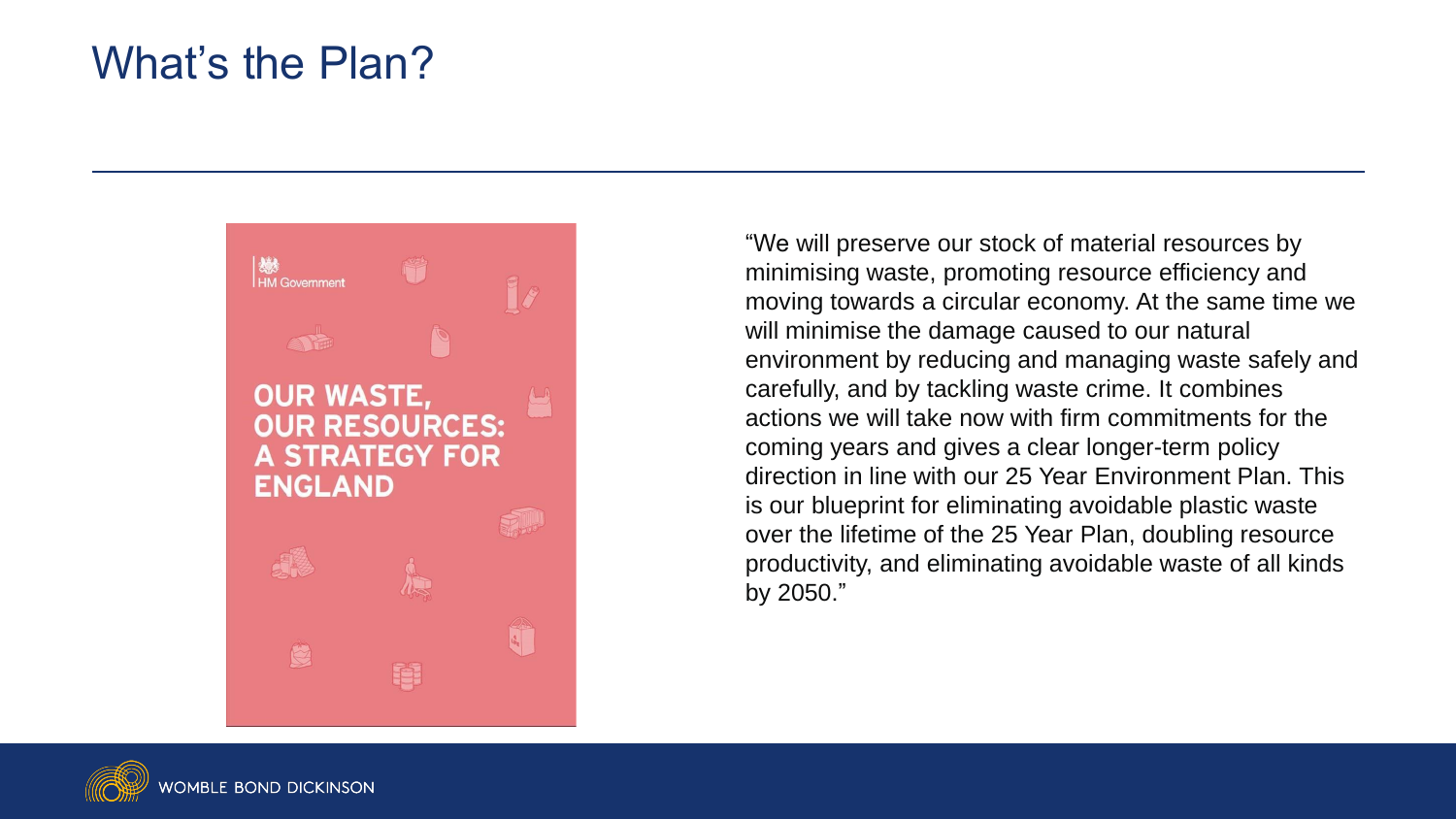# What's the Plan?

OUR WASTE, OUR RESOURCES: A STRATEGY FOR ENGLAND

"We will preserve our stock of material resources by minimising waste, promoting resource efficiency and moving towards a circular economy. At the same time we will minimise the damage caused to our natural environment by reducing and managing waste safely and carefully, and by tackling waste crime. It combines actions we will take now with firm commitments for the coming years and gives a clear longer-term policy direction in line with our 25 Year Environment Plan. This is our blueprint for eliminating avoidable plastic waste over the lifetime of the 25 Year Plan, doubling resource productivity, and eliminating avoidable waste of all kinds by 2050."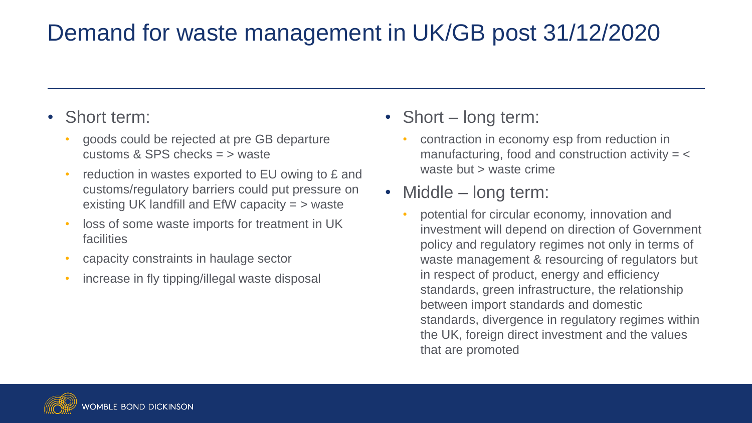# Demand for waste management in UK/GB post 31/12/2020

- Short term:
  - goods could be rejected at pre GB departure customs & SPS checks = > waste
  - reduction in wastes exported to EU owing to £ and customs/regulatory barriers could put pressure on existing UK landfill and EfW capacity = > waste
  - loss of some waste imports for treatment in UK facilities
  - capacity constraints in haulage sector
  - increase in fly tipping/illegal waste disposal
- Short – long term:
  - contraction in economy esp from reduction in manufacturing, food and construction activity = < waste but > waste crime
- Middle – long term:
  - potential for circular economy, innovation and investment will depend on direction of Government policy and regulatory regimes not only in terms of waste management & resourcing of regulators but in respect of product, energy and efficiency standards, green infrastructure, the relationship between import standards and domestic standards, divergence in regulatory regimes within the UK, foreign direct investment and the values that are promoted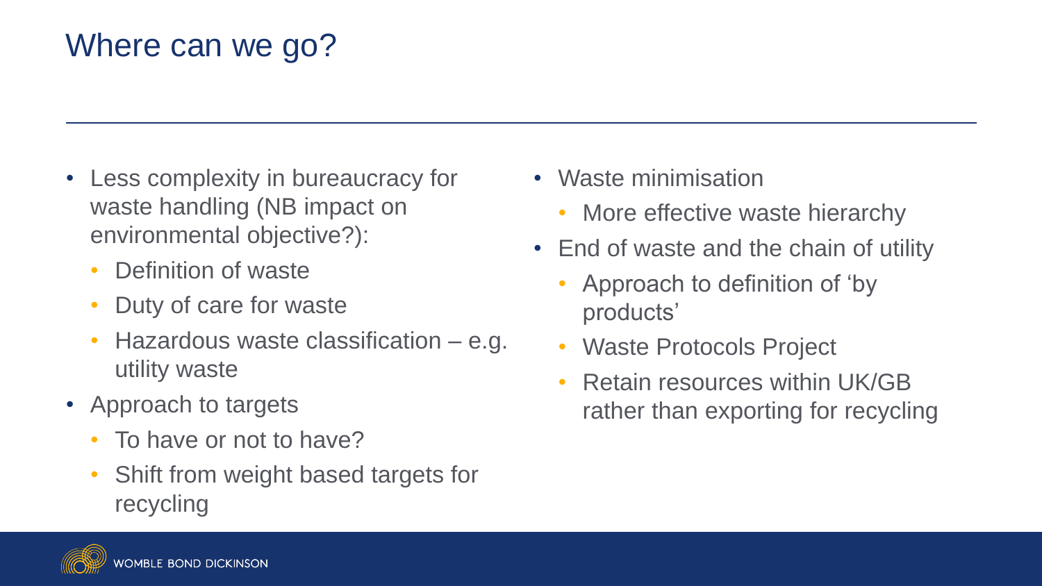# Where can we go?

- Less complexity in bureaucracy for waste handling (NB impact on environmental objective?):
  - Definition of waste
  - Duty of care for waste
  - Hazardous waste classification – e.g. utility waste
- Approach to targets
  - To have or not to have?
  - Shift from weight based targets for recycling
- Waste minimisation
  - More effective waste hierarchy
- End of waste and the chain of utility
  - Approach to definition of 'by products'
  - Waste Protocols Project
  - Retain resources within UK/GB rather than exporting for recycling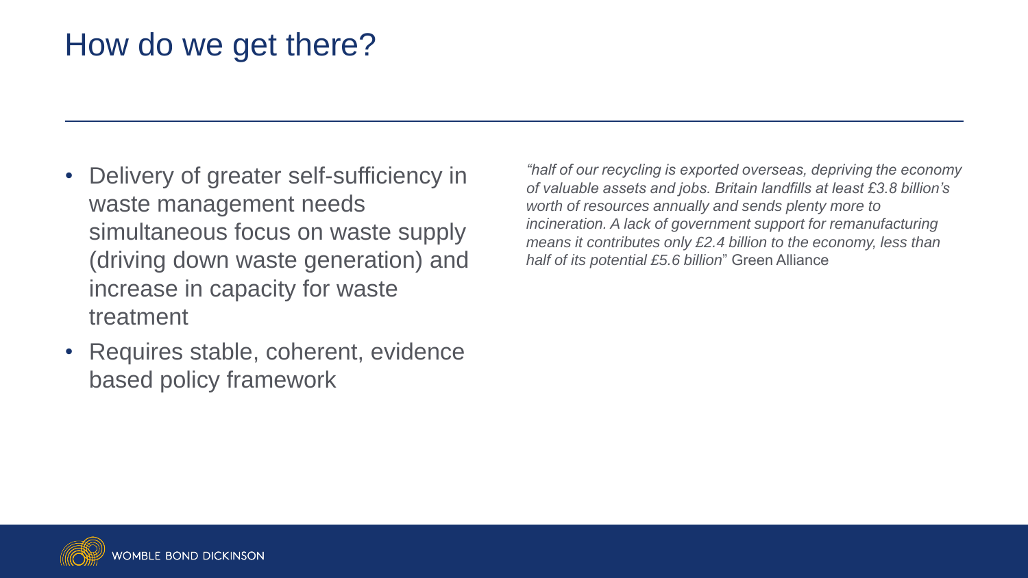# How do we get there?

- Delivery of greater self-sufficiency in waste management needs simultaneous focus on waste supply (driving down waste generation) and increase in capacity for waste treatment
- Requires stable, coherent, evidence based policy framework

*"half of our recycling is exported overseas, depriving the economy of valuable assets and jobs. Britain landfills at least £3.8 billion's worth of resources annually and sends plenty more to incineration. A lack of government support for remanufacturing means it contributes only £2.4 billion to the economy, less than half of its potential £5.6 billion*" Green Alliance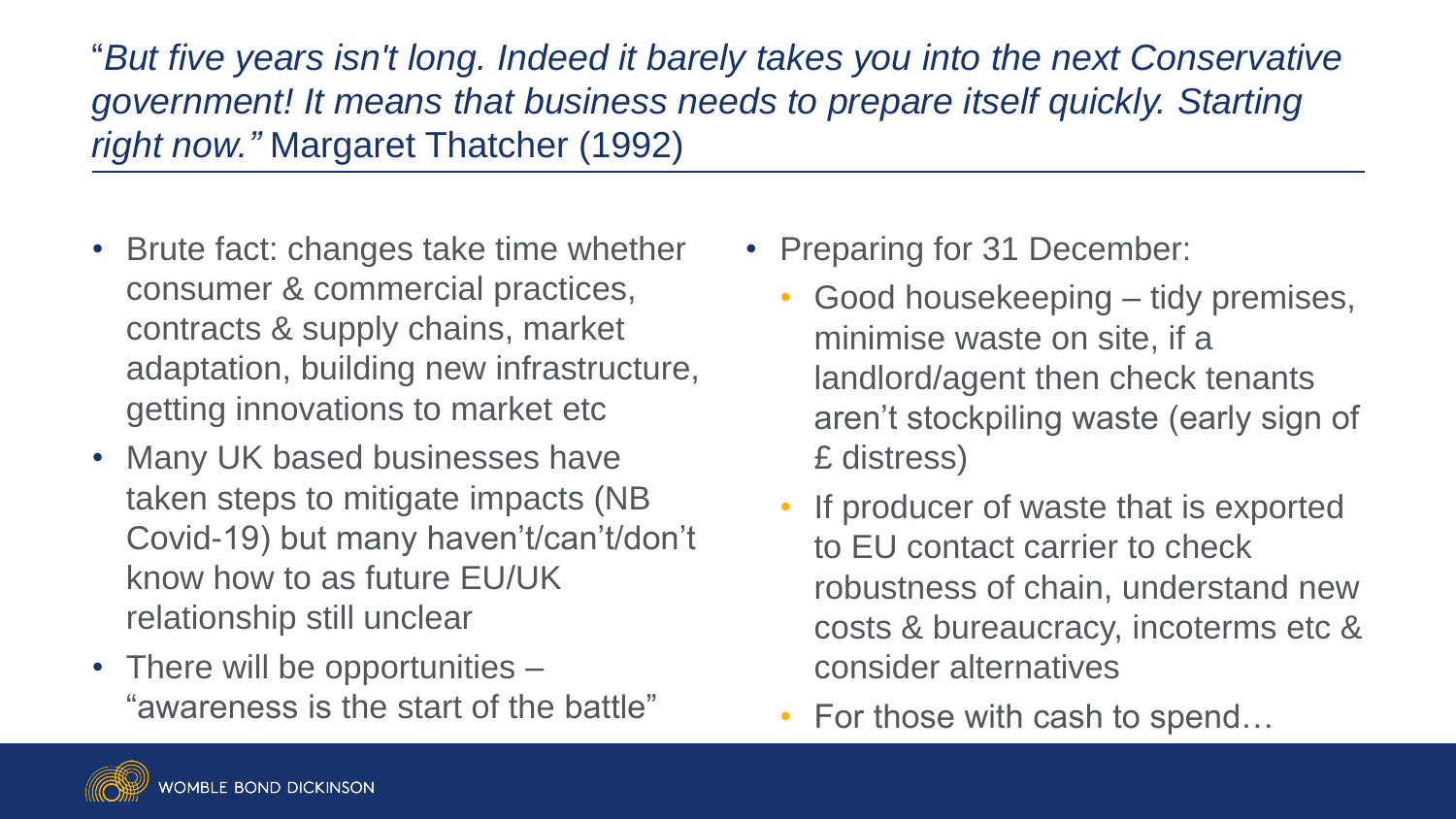"*But five years isn't long. Indeed it barely takes you into the next Conservative government! It means that business needs to prepare itself quickly. Starting right now.*" Margaret Thatcher (1992)

- Brute fact: changes take time whether consumer & commercial practices, contracts & supply chains, market adaptation, building new infrastructure, getting innovations to market etc
- Many UK based businesses have taken steps to mitigate impacts (NB Covid-19) but many haven't/can't/don't know how to as future EU/UK relationship still unclear
- There will be opportunities – "awareness is the start of the battle"

- Preparing for 31 December:
  - Good housekeeping – tidy premises, minimise waste on site, if a landlord/agent then check tenants aren't stockpiling waste (early sign of £ distress)
  - If producer of waste that is exported to EU contact carrier to check robustness of chain, understand new costs & bureaucracy, incoterms etc & consider alternatives
  - For those with cash to spend…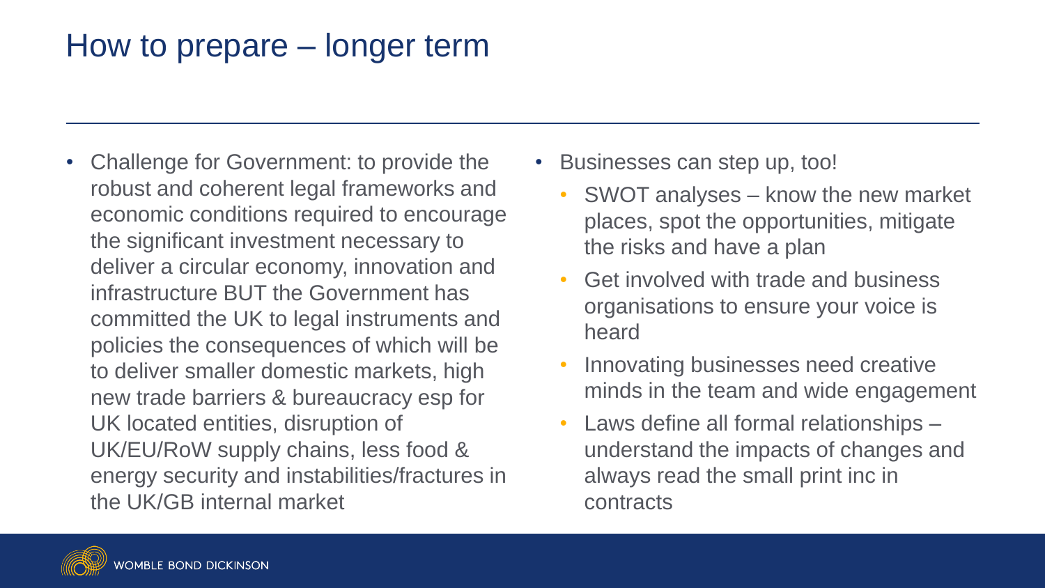# How to prepare – longer term

- Challenge for Government: to provide the robust and coherent legal frameworks and economic conditions required to encourage the significant investment necessary to deliver a circular economy, innovation and infrastructure BUT the Government has committed the UK to legal instruments and policies the consequences of which will be to deliver smaller domestic markets, high new trade barriers & bureaucracy esp for UK located entities, disruption of UK/EU/RoW supply chains, less food & energy security and instabilities/fractures in the UK/GB internal market

- Businesses can step up, too!
  - SWOT analyses – know the new market places, spot the opportunities, mitigate the risks and have a plan
  - Get involved with trade and business organisations to ensure your voice is heard
  - Innovating businesses need creative minds in the team and wide engagement
  - Laws define all formal relationships – understand the impacts of changes and always read the small print inc in contracts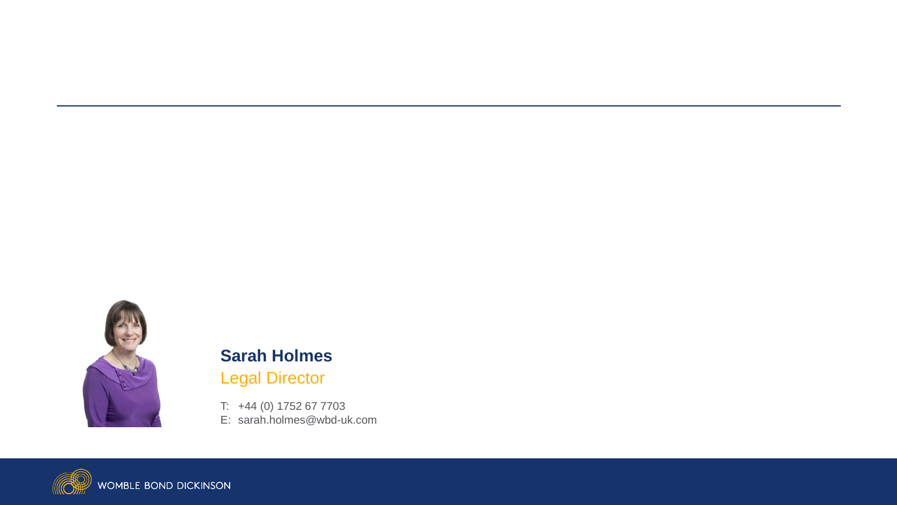**Sarah Holmes**

Legal Director

T: +44 (0) 1752 67 7703

E: sarah.holmes@wbd-uk.com

WOMBLE BOND DICKINSON